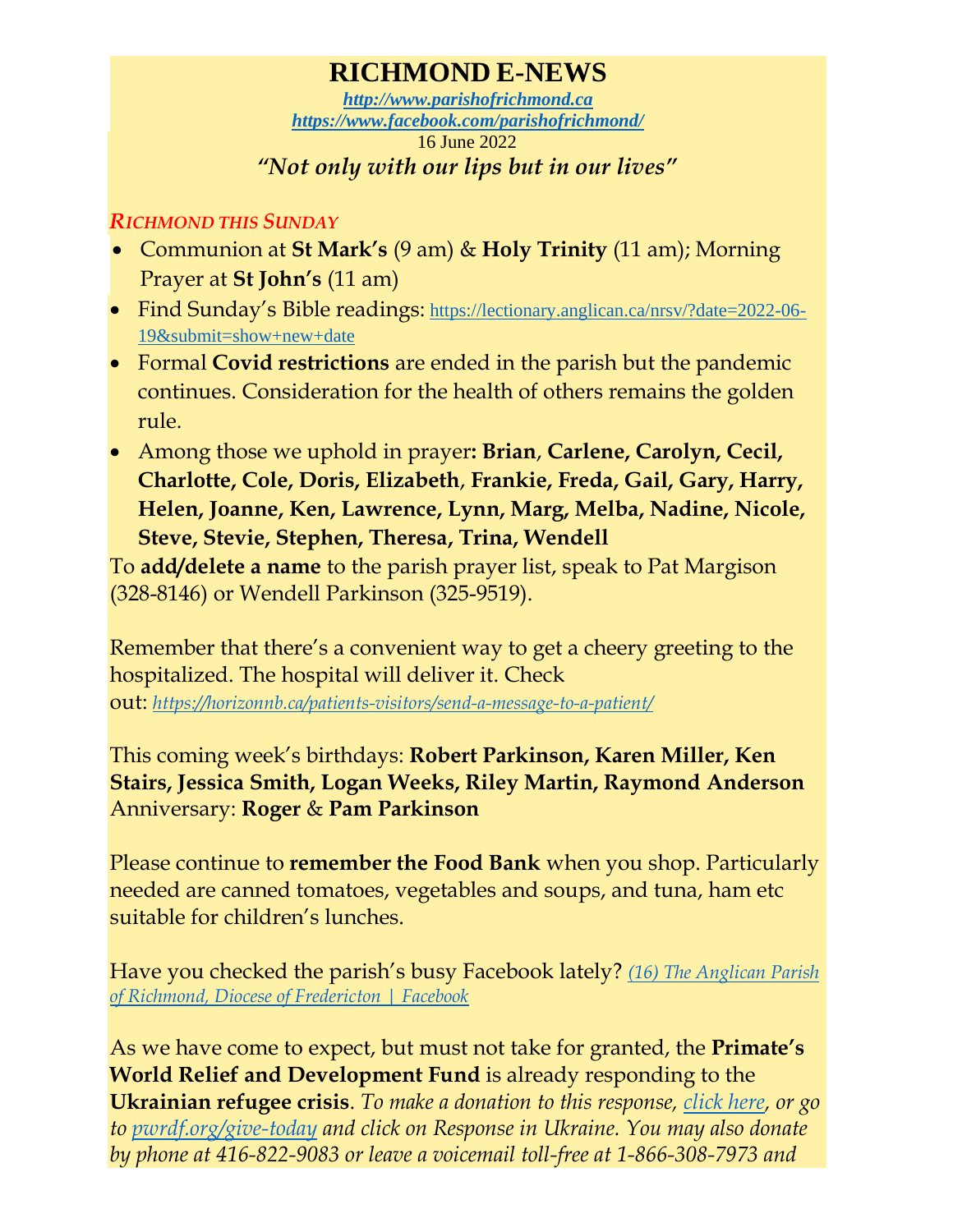# RICHMOND E-NEWS

***http://www.parishofrichmond.ca***
***https://www.facebook.com/parishofrichmond/***
16 June 2022
*"Not only with our lips but in our lives"*

## *RICHMOND THIS SUNDAY*

- Communion at **St Mark's** (9 am) & **Holy Trinity** (11 am); Morning Prayer at **St John's** (11 am)
- Find Sunday's Bible readings: https://lectionary.anglican.ca/nrsv/?date=2022-06-19&submit=show+new+date
- Formal **Covid restrictions** are ended in the parish but the pandemic continues. Consideration for the health of others remains the golden rule.
- Among those we uphold in prayer**: Brian**, **Carlene, Carolyn, Cecil, Charlotte, Cole, Doris, Elizabeth**, **Frankie, Freda, Gail, Gary, Harry, Helen, Joanne, Ken, Lawrence, Lynn, Marg, Melba, Nadine, Nicole, Steve, Stevie, Stephen, Theresa, Trina, Wendell**

To **add/delete a name** to the parish prayer list, speak to Pat Margison (328-8146) or Wendell Parkinson (325-9519).

Remember that there's a convenient way to get a cheery greeting to the hospitalized. The hospital will deliver it. Check out: *https://horizonnb.ca/patients-visitors/send-a-message-to-a-patient/*

This coming week's birthdays: **Robert Parkinson, Karen Miller, Ken Stairs, Jessica Smith, Logan Weeks, Riley Martin, Raymond Anderson**
Anniversary: **Roger** & **Pam Parkinson**

Please continue to **remember the Food Bank** when you shop. Particularly needed are canned tomatoes, vegetables and soups, and tuna, ham etc suitable for children's lunches.

Have you checked the parish's busy Facebook lately? *(16) The Anglican Parish of Richmond, Diocese of Fredericton | Facebook*

As we have come to expect, but must not take for granted, the **Primate's World Relief and Development Fund** is already responding to the **Ukrainian refugee crisis**. *To make a donation to this response, click here, or go to pwrdf.org/give-today and click on Response in Ukraine. You may also donate by phone at 416-822-9083 or leave a voicemail toll-free at 1-866-308-7973 and*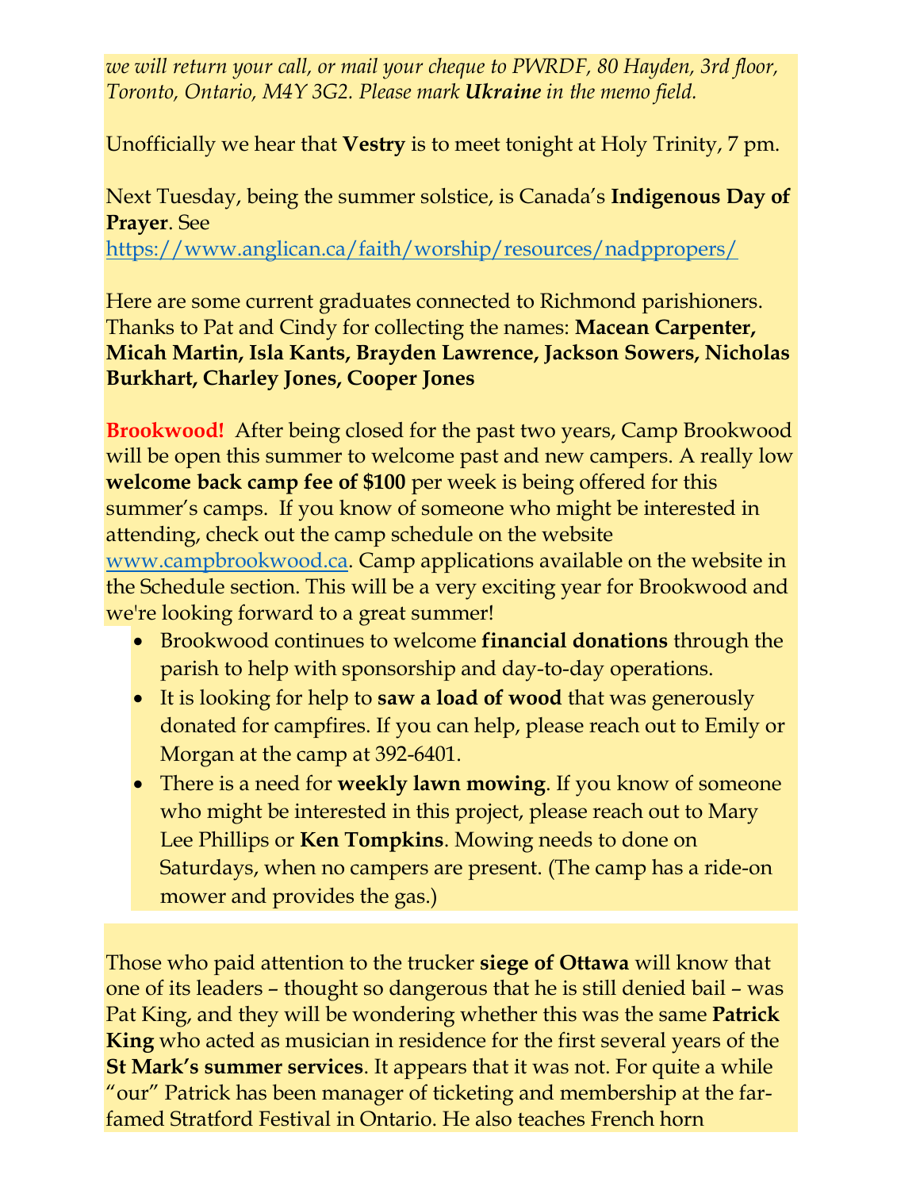*we will return your call, or mail your cheque to PWRDF, 80 Hayden, 3rd floor, Toronto, Ontario, M4Y 3G2. Please mark **Ukraine** in the memo field.*

Unofficially we hear that **Vestry** is to meet tonight at Holy Trinity, 7 pm.

Next Tuesday, being the summer solstice, is Canada's **Indigenous Day of Prayer**. See https://www.anglican.ca/faith/worship/resources/nadppropers/

Here are some current graduates connected to Richmond parishioners. Thanks to Pat and Cindy for collecting the names: **Macean Carpenter, Micah Martin, Isla Kants, Brayden Lawrence, Jackson Sowers, Nicholas Burkhart, Charley Jones, Cooper Jones**

**Brookwood!** After being closed for the past two years, Camp Brookwood will be open this summer to welcome past and new campers. A really low **welcome back camp fee of $100** per week is being offered for this summer's camps. If you know of someone who might be interested in attending, check out the camp schedule on the website www.campbrookwood.ca. Camp applications available on the website in the Schedule section. This will be a very exciting year for Brookwood and we're looking forward to a great summer!

- Brookwood continues to welcome **financial donations** through the parish to help with sponsorship and day-to-day operations.
- It is looking for help to **saw a load of wood** that was generously donated for campfires. If you can help, please reach out to Emily or Morgan at the camp at 392-6401.
- There is a need for **weekly lawn mowing**. If you know of someone who might be interested in this project, please reach out to Mary Lee Phillips or **Ken Tompkins**. Mowing needs to done on Saturdays, when no campers are present. (The camp has a ride-on mower and provides the gas.)

Those who paid attention to the trucker **siege of Ottawa** will know that one of its leaders – thought so dangerous that he is still denied bail – was Pat King, and they will be wondering whether this was the same **Patrick King** who acted as musician in residence for the first several years of the **St Mark's summer services**. It appears that it was not. For quite a while "our" Patrick has been manager of ticketing and membership at the far-famed Stratford Festival in Ontario. He also teaches French horn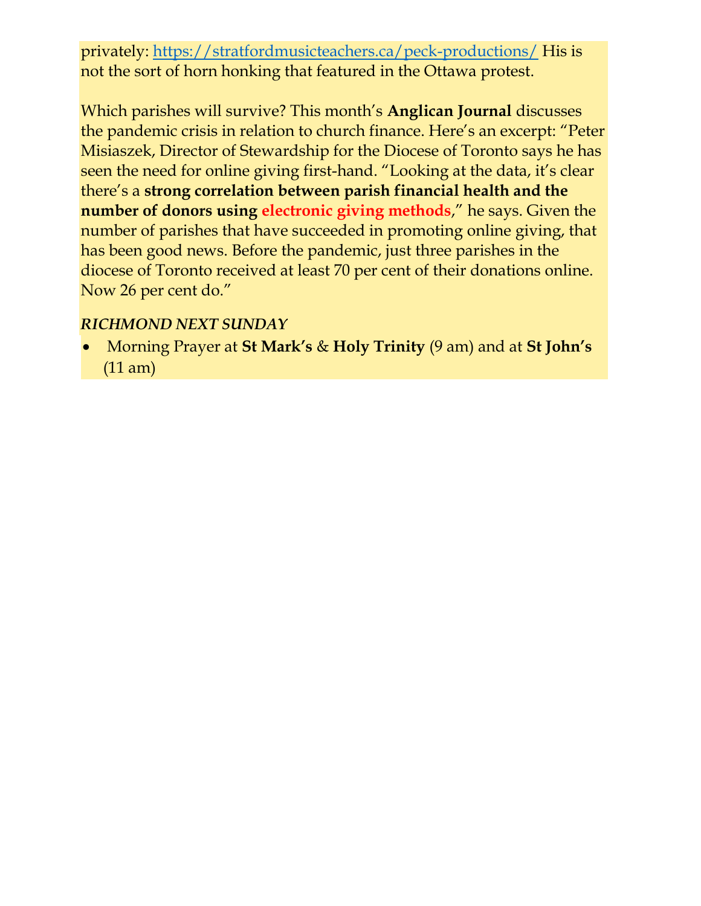privately: https://stratfordmusicteachers.ca/peck-productions/ His is not the sort of horn honking that featured in the Ottawa protest.

Which parishes will survive? This month's **Anglican Journal** discusses the pandemic crisis in relation to church finance. Here's an excerpt: "Peter Misiaszek, Director of Stewardship for the Diocese of Toronto says he has seen the need for online giving first-hand. "Looking at the data, it's clear there's a **strong correlation between parish financial health and the number of donors using electronic giving methods**," he says. Given the number of parishes that have succeeded in promoting online giving, that has been good news. Before the pandemic, just three parishes in the diocese of Toronto received at least 70 per cent of their donations online. Now 26 per cent do."

***RICHMOND NEXT SUNDAY***

- Morning Prayer at **St Mark's** & **Holy Trinity** (9 am) and at **St John's** (11 am)